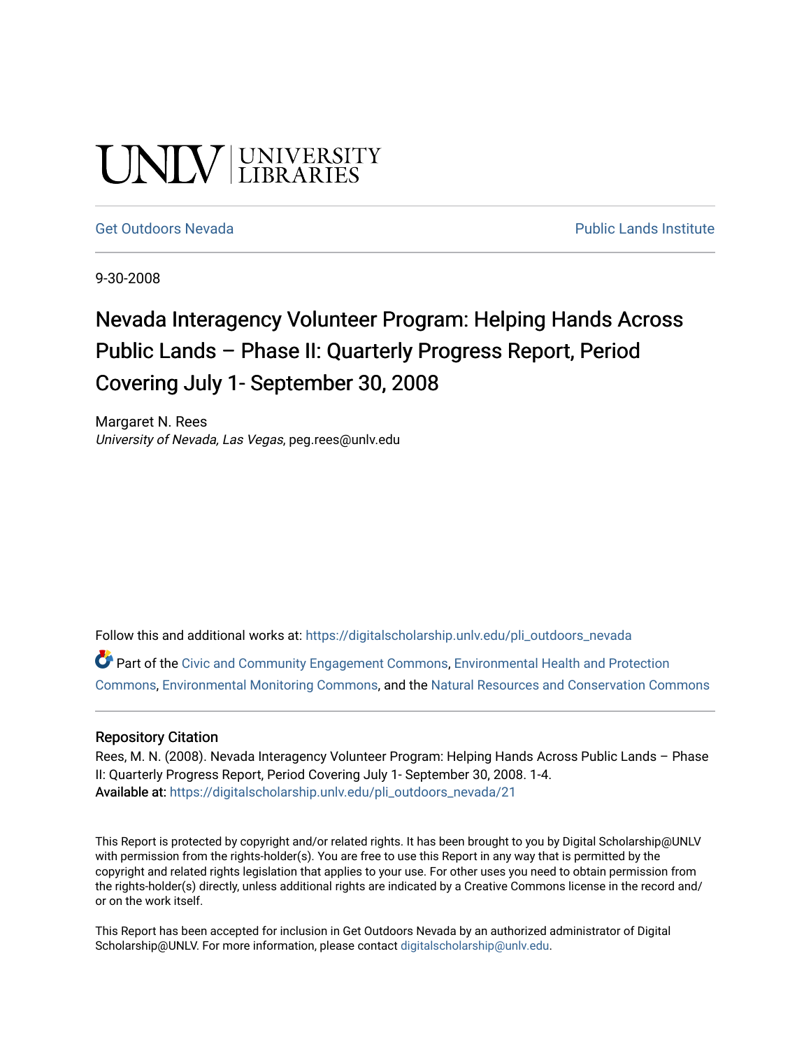UNLV | UNIVERSITY LIBRARIES

Get Outdoors Nevada | Public Lands Institute

9-30-2008

# Nevada Interagency Volunteer Program: Helping Hands Across Public Lands – Phase II: Quarterly Progress Report, Period Covering July 1- September 30, 2008

Margaret N. Rees
*University of Nevada, Las Vegas*, peg.rees@unlv.edu

Follow this and additional works at: https://digitalscholarship.unlv.edu/pli_outdoors_nevada

Part of the Civic and Community Engagement Commons, Environmental Health and Protection Commons, Environmental Monitoring Commons, and the Natural Resources and Conservation Commons

## Repository Citation

Rees, M. N. (2008). Nevada Interagency Volunteer Program: Helping Hands Across Public Lands – Phase II: Quarterly Progress Report, Period Covering July 1- September 30, 2008. 1-4.
**Available at:** https://digitalscholarship.unlv.edu/pli_outdoors_nevada/21

This Report is protected by copyright and/or related rights. It has been brought to you by Digital Scholarship@UNLV with permission from the rights-holder(s). You are free to use this Report in any way that is permitted by the copyright and related rights legislation that applies to your use. For other uses you need to obtain permission from the rights-holder(s) directly, unless additional rights are indicated by a Creative Commons license in the record and/or on the work itself.

This Report has been accepted for inclusion in Get Outdoors Nevada by an authorized administrator of Digital Scholarship@UNLV. For more information, please contact digitalscholarship@unlv.edu.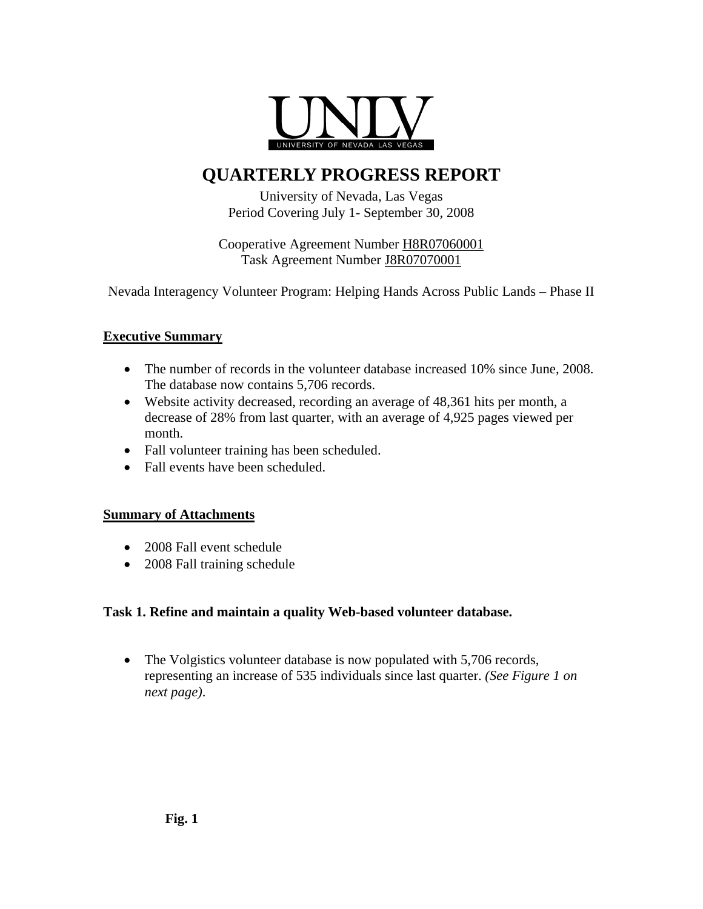# QUARTERLY PROGRESS REPORT

University of Nevada, Las Vegas
Period Covering July 1- September 30, 2008

Cooperative Agreement Number H8R07060001
Task Agreement Number J8R07070001

Nevada Interagency Volunteer Program: Helping Hands Across Public Lands – Phase II

## Executive Summary

- The number of records in the volunteer database increased 10% since June, 2008. The database now contains 5,706 records.
- Website activity decreased, recording an average of 48,361 hits per month, a decrease of 28% from last quarter, with an average of 4,925 pages viewed per month.
- Fall volunteer training has been scheduled.
- Fall events have been scheduled.

## Summary of Attachments

- 2008 Fall event schedule
- 2008 Fall training schedule

### Task 1. Refine and maintain a quality Web-based volunteer database.

- The Volgistics volunteer database is now populated with 5,706 records, representing an increase of 535 individuals since last quarter. *(See Figure 1 on next page)*.

**Fig. 1**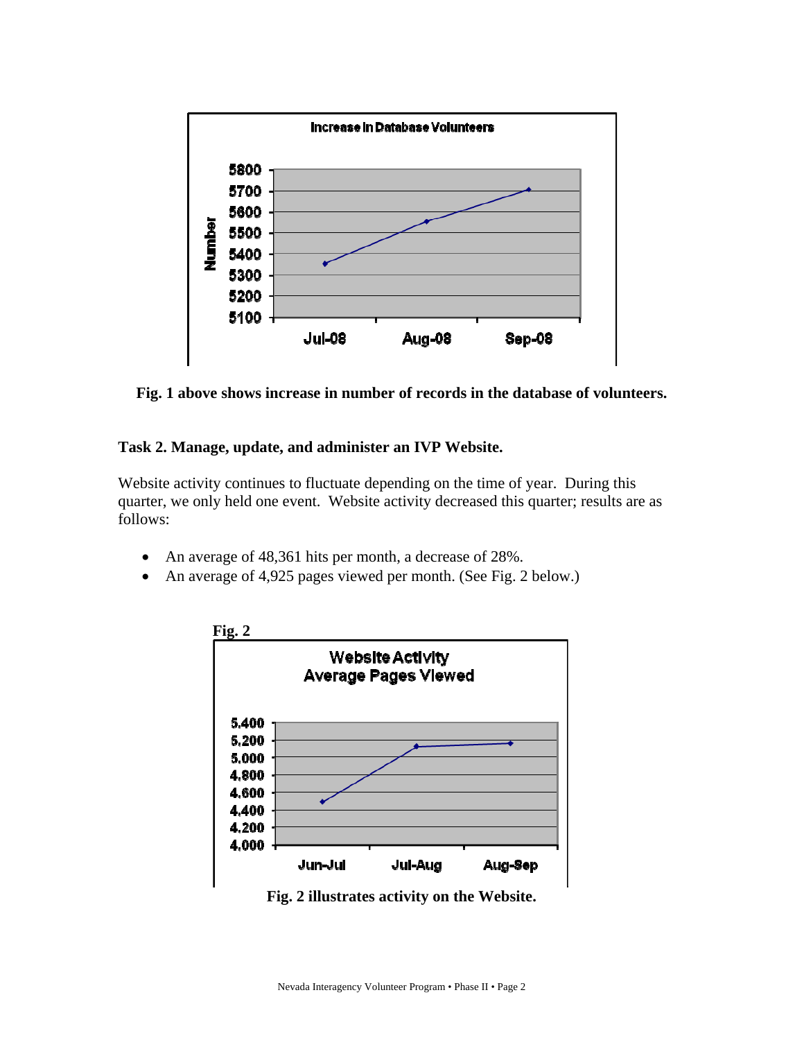Fig. 1 above shows increase in number of records in the database of volunteers.

**Task 2. Manage, update, and administer an IVP Website.**

Website activity continues to fluctuate depending on the time of year. During this quarter, we only held one event. Website activity decreased this quarter; results are as follows:

- An average of 48,361 hits per month, a decrease of 28%.
- An average of 4,925 pages viewed per month. (See Fig. 2 below.)

**Fig. 2**

**Fig. 2 illustrates activity on the Website.**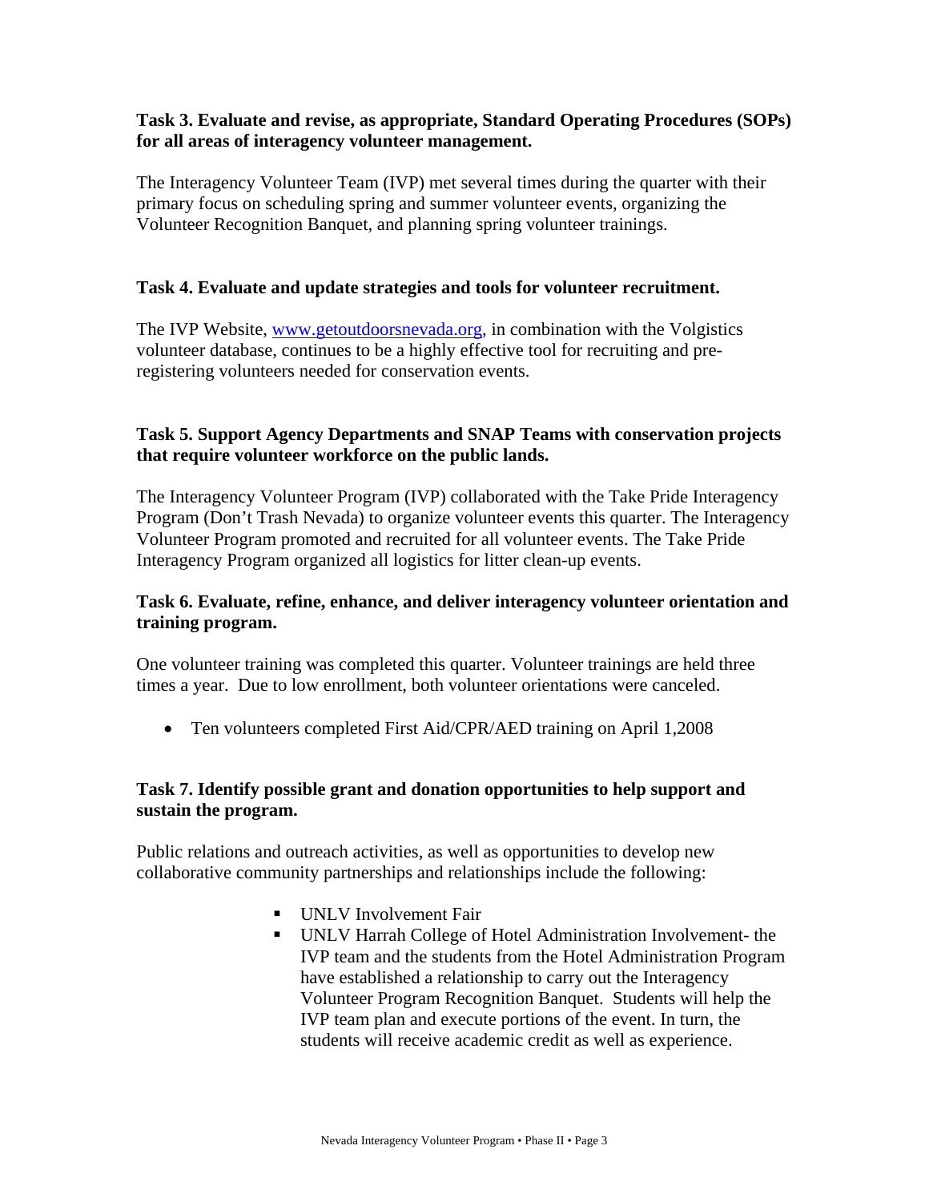**Task 3. Evaluate and revise, as appropriate, Standard Operating Procedures (SOPs) for all areas of interagency volunteer management.**

The Interagency Volunteer Team (IVP) met several times during the quarter with their primary focus on scheduling spring and summer volunteer events, organizing the Volunteer Recognition Banquet, and planning spring volunteer trainings.

**Task 4. Evaluate and update strategies and tools for volunteer recruitment.**

The IVP Website, www.getoutdoorsnevada.org, in combination with the Volgistics volunteer database, continues to be a highly effective tool for recruiting and pre-registering volunteers needed for conservation events.

**Task 5. Support Agency Departments and SNAP Teams with conservation projects that require volunteer workforce on the public lands.**

The Interagency Volunteer Program (IVP) collaborated with the Take Pride Interagency Program (Don't Trash Nevada) to organize volunteer events this quarter. The Interagency Volunteer Program promoted and recruited for all volunteer events. The Take Pride Interagency Program organized all logistics for litter clean-up events.

**Task 6. Evaluate, refine, enhance, and deliver interagency volunteer orientation and training program.**

One volunteer training was completed this quarter. Volunteer trainings are held three times a year. Due to low enrollment, both volunteer orientations were canceled.

- Ten volunteers completed First Aid/CPR/AED training on April 1,2008

**Task 7. Identify possible grant and donation opportunities to help support and sustain the program.**

Public relations and outreach activities, as well as opportunities to develop new collaborative community partnerships and relationships include the following:

- UNLV Involvement Fair
- UNLV Harrah College of Hotel Administration Involvement- the IVP team and the students from the Hotel Administration Program have established a relationship to carry out the Interagency Volunteer Program Recognition Banquet. Students will help the IVP team plan and execute portions of the event. In turn, the students will receive academic credit as well as experience.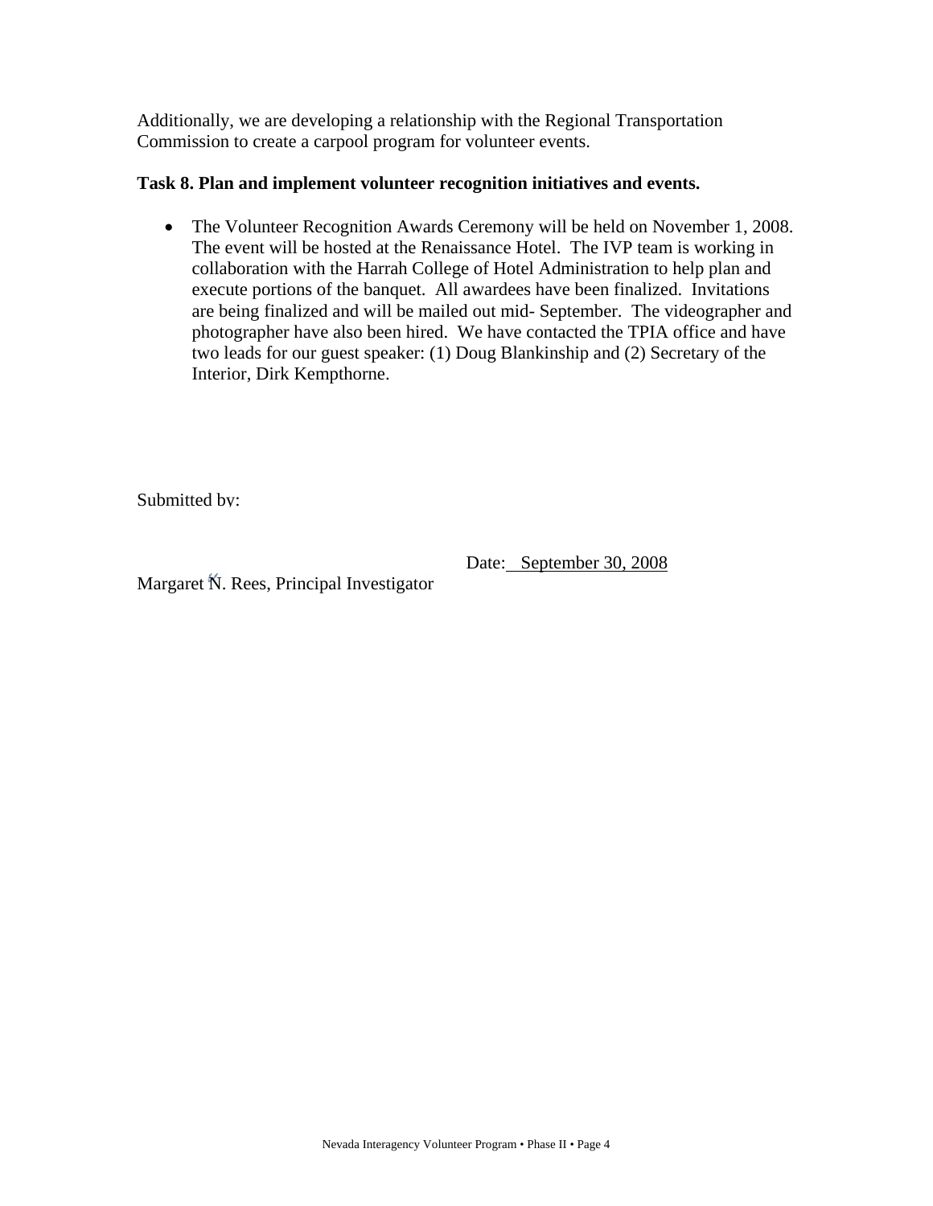Additionally, we are developing a relationship with the Regional Transportation Commission to create a carpool program for volunteer events.

**Task 8. Plan and implement volunteer recognition initiatives and events.**

- The Volunteer Recognition Awards Ceremony will be held on November 1, 2008. The event will be hosted at the Renaissance Hotel. The IVP team is working in collaboration with the Harrah College of Hotel Administration to help plan and execute portions of the banquet. All awardees have been finalized. Invitations are being finalized and will be mailed out mid- September. The videographer and photographer have also been hired. We have contacted the TPIA office and have two leads for our guest speaker: (1) Doug Blankinship and (2) Secretary of the Interior, Dirk Kempthorne.

Submitted by:

Date: September 30, 2008

Margaret N. Rees, Principal Investigator